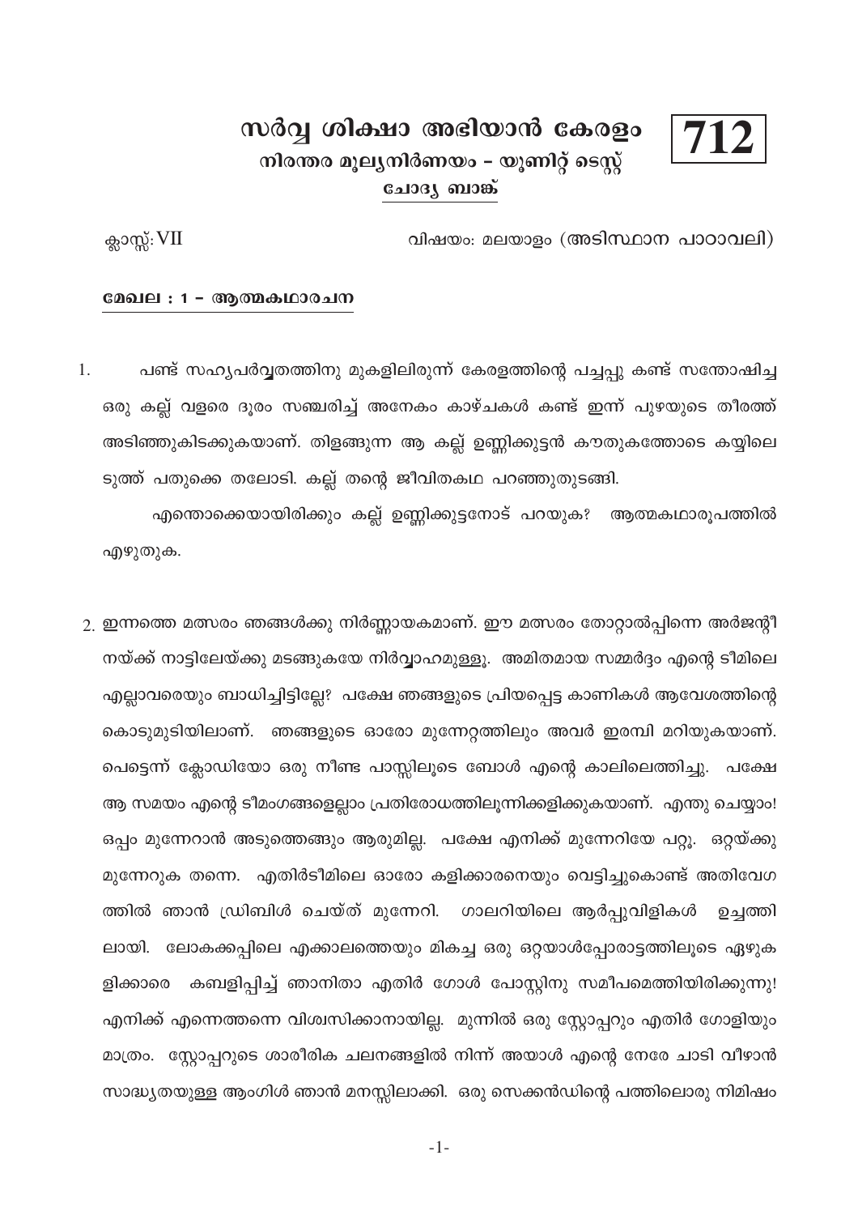# സർവ്വ ശിക്ഷാ അഭിയാൻ കേരളം

**712**

## നിരന്തര മൂല്യനിർണയം – യൂണിറ്റ് ടെസ്റ്റ്

### ചോദ്യ ബാങ്ക്

ക്ലാസ്സ്: VII

വിഷയം: മലയാളം (അടിസ്ഥാന പാഠാവലി)

**മേഖല : 1 – ആത്മകഥാരചന**

1. പണ്ട് സഹ്യപർവ്വതത്തിനു മുകളിലിരുന്ന് കേരളത്തിന്റെ പച്ചപ്പു കണ്ട് സന്തോഷിച്ച ഒരു കല്ല് വളരെ ദൂരം സഞ്ചരിച്ച് അനേകം കാഴ്ചകൾ കണ്ട് ഇന്ന് പുഴയുടെ തീരത്ത് അടിഞ്ഞുകിടക്കുകയാണ്. തിളങ്ങുന്ന ആ കല്ല് ഉണ്ണിക്കുട്ടൻ കൗതുകത്തോടെ കയ്യിലെടുത്ത് പതുക്കെ തലോടി. കല്ല് തന്റെ ജീവിതകഥ പറഞ്ഞുതുടങ്ങി.

   എന്തൊക്കെയായിരിക്കും കല്ല് ഉണ്ണിക്കുട്ടനോട് പറയുക? ആത്മകഥാരൂപത്തിൽ എഴുതുക.

2. ഇന്നത്തെ മത്സരം ഞങ്ങൾക്കു നിർണ്ണായകമാണ്. ഈ മത്സരം തോറ്റാൽപ്പിന്നെ അർജന്റീനയ്ക്ക് നാട്ടിലേയ്ക്കു മടങ്ങുകയേ നിർവ്വാഹമുള്ളൂ. അമിതമായ സമ്മർദ്ദം എന്റെ ടീമിലെ എല്ലാവരെയും ബാധിച്ചിട്ടില്ലേ? പക്ഷേ ഞങ്ങളുടെ പ്രിയപ്പെട്ട കാണികൾ ആവേശത്തിന്റെ കൊടുമുടിയിലാണ്. ഞങ്ങളുടെ ഓരോ മുന്നേറ്റത്തിലും അവർ ഇരമ്പി മറിയുകയാണ്. പെട്ടെന്ന് ക്ലോഡിയോ ഒരു നീണ്ട പാസ്സിലൂടെ ബോൾ എന്റെ കാലിലെത്തിച്ചു. പക്ഷേ ആ സമയം എന്റെ ടീമംഗങ്ങളെല്ലാം പ്രതിരോധത്തിലൂന്നിക്കളിക്കുകയാണ്. എന്തു ചെയ്യാം! ഒപ്പം മുന്നേറാൻ അടുത്തെങ്ങും ആരുമില്ല. പക്ഷേ എനിക്ക് മുന്നേറിയേ പറ്റൂ. ഒറ്റയ്ക്കു മുന്നേറുക തന്നെ. എതിർടീമിലെ ഓരോ കളിക്കാരനെയും വെട്ടിച്ചുകൊണ്ട് അതിവേഗത്തിൽ ഞാൻ ഡ്രിബിൾ ചെയ്ത് മുന്നേറി. ഗാലറിയിലെ ആർപ്പുവിളികൾ ഉച്ചത്തിലായി. ലോകക്കപ്പിലെ എക്കാലത്തെയും മികച്ച ഒരു ഒറ്റയാൾപ്പോരാട്ടത്തിലൂടെ ഏഴുകളിക്കാരെ കബളിപ്പിച്ച് ഞാനിതാ എതിർ ഗോൾ പോസ്റ്റിനു സമീപമെത്തിയിരിക്കുന്നു! എനിക്ക് എന്നെത്തന്നെ വിശ്വസിക്കാനായില്ല. മുന്നിൽ ഒരു സ്റ്റോപ്പറും എതിർ ഗോളിയും മാത്രം. സ്റ്റോപ്പറുടെ ശാരീരിക ചലനങ്ങളിൽ നിന്ന് അയാൾ എന്റെ നേരേ ചാടി വീഴാൻ സാദ്ധ്യതയുള്ള ആംഗിൾ ഞാൻ മനസ്സിലാക്കി. ഒരു സെക്കൻഡിന്റെ പത്തിലൊരു നിമിഷം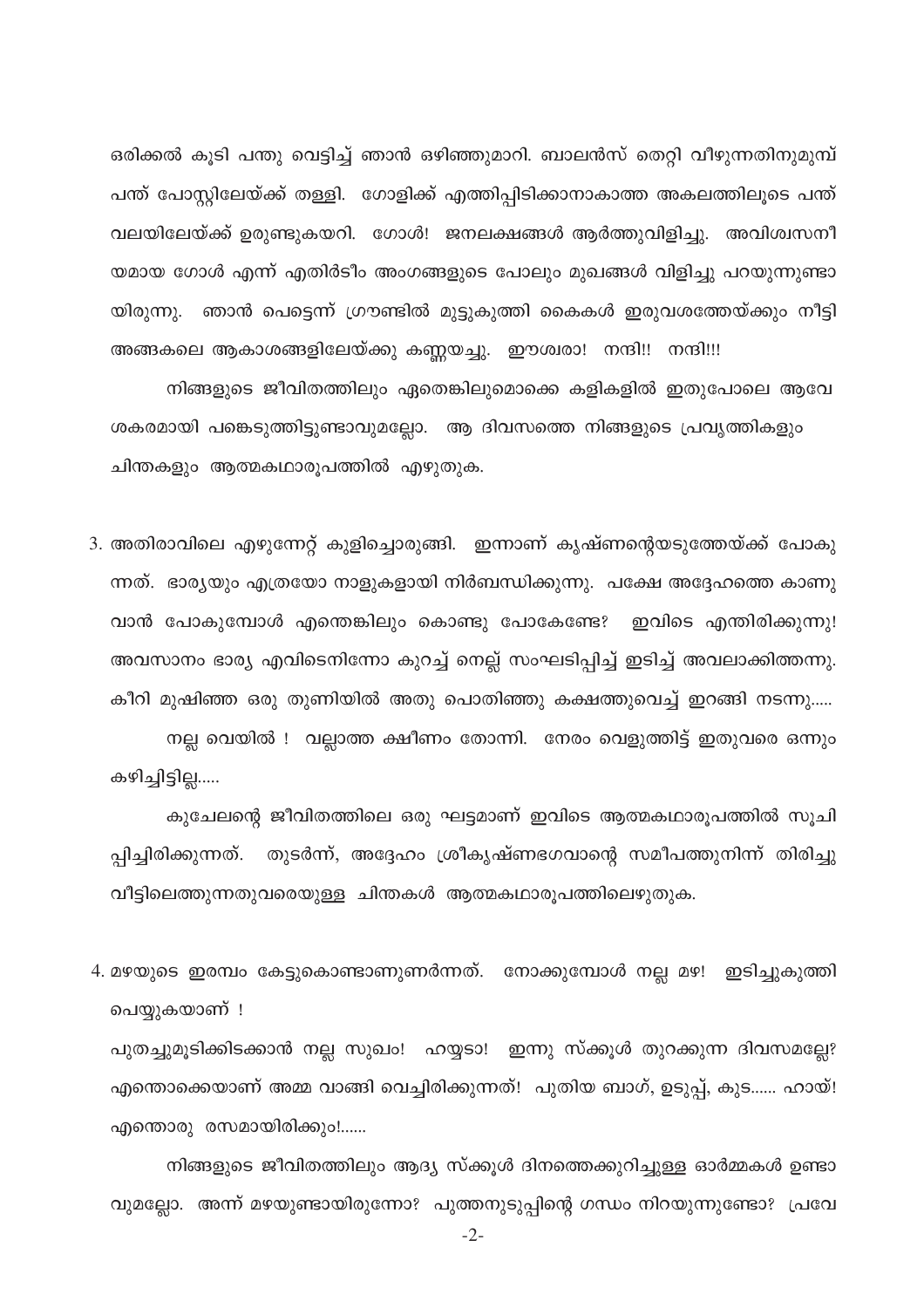ഒരിക്കൽ കൂടി പന്തു വെട്ടിച്ച് ഞാൻ ഒഴിഞ്ഞുമാറി. ബാലൻസ് തെറ്റി വീഴുന്നതിനുമുമ്പ് പന്ത് പോസ്റ്റിലേയ്ക്ക് തള്ളി. ഗോളിക്ക് എത്തിപ്പിടിക്കാനാകാത്ത അകലത്തിലൂടെ പന്ത് വലയിലേയ്ക്ക് ഉരുണ്ടുകയറി. ഗോൾ! ജനലക്ഷങ്ങൾ ആർത്തുവിളിച്ചു. അവിശ്വസനീയമായ ഗോൾ എന്ന് എതിർടീം അംഗങ്ങളുടെ പോലും മുഖങ്ങൾ വിളിച്ചു പറയുന്നുണ്ടായിരുന്നു. ഞാൻ പെട്ടെന്ന് ഗ്രൗണ്ടിൽ മുട്ടുകുത്തി കൈകൾ ഇരുവശത്തേയ്ക്കും നീട്ടി അങ്ങകലെ ആകാശങ്ങളിലേയ്ക്കു കണ്ണയച്ചു. ഈശ്വരാ! നന്ദി!! നന്ദി!!!

നിങ്ങളുടെ ജീവിതത്തിലും ഏതെങ്കിലുമൊക്കെ കളികളിൽ ഇതുപോലെ ആവേശകരമായി പങ്കെടുത്തിട്ടുണ്ടാവുമല്ലോ. ആ ദിവസത്തെ നിങ്ങളുടെ പ്രവൃത്തികളും ചിന്തകളും ആത്മകഥാരൂപത്തിൽ എഴുതുക.

3. അതിരാവിലെ എഴുന്നേറ്റ് കുളിച്ചൊരുങ്ങി. ഇന്നാണ് കൃഷ്ണന്റെയടുത്തേയ്ക്ക് പോകുന്നത്. ഭാര്യയും എത്രയോ നാളുകളായി നിർബന്ധിക്കുന്നു. പക്ഷേ അദ്ദേഹത്തെ കാണുവാൻ പോകുമ്പോൾ എന്തെങ്കിലും കൊണ്ടു പോകേണ്ടേ? ഇവിടെ എന്തിരിക്കുന്നു! അവസാനം ഭാര്യ എവിടെനിന്നോ കുറച്ച് നെല്ല് സംഘടിപ്പിച്ച് ഇടിച്ച് അവലാക്കിത്തന്നു. കീറി മുഷിഞ്ഞ ഒരു തുണിയിൽ അതു പൊതിഞ്ഞു കക്ഷത്തുവെച്ച് ഇറങ്ങി നടന്നു.....

നല്ല വെയിൽ ! വല്ലാത്ത ക്ഷീണം തോന്നി. നേരം വെളുത്തിട്ട് ഇതുവരെ ഒന്നും കഴിച്ചിട്ടില്ല.....

കുചേലന്റെ ജീവിതത്തിലെ ഒരു ഘട്ടമാണ് ഇവിടെ ആത്മകഥാരൂപത്തിൽ സൂചിപ്പിച്ചിരിക്കുന്നത്. തുടർന്ന്, അദ്ദേഹം ശ്രീകൃഷ്ണഭഗവാന്റെ സമീപത്തുനിന്ന് തിരിച്ചു വീട്ടിലെത്തുന്നതുവരെയുള്ള ചിന്തകൾ ആത്മകഥാരൂപത്തിലെഴുതുക.

4. മഴയുടെ ഇരമ്പം കേട്ടുകൊണ്ടാണുണർന്നത്. നോക്കുമ്പോൾ നല്ല മഴ! ഇടിച്ചുകുത്തി പെയ്യുകയാണ് !

പുതച്ചുമൂടിക്കിടക്കാൻ നല്ല സുഖം! ഹയ്യടാ! ഇന്നു സ്ക്കൂൾ തുറക്കുന്ന ദിവസമല്ലേ? എന്തൊക്കെയാണ് അമ്മ വാങ്ങി വെച്ചിരിക്കുന്നത്! പുതിയ ബാഗ്, ഉടുപ്പ്, കുട...... ഹായ്! എന്തൊരു രസമായിരിക്കും!......

നിങ്ങളുടെ ജീവിതത്തിലും ആദ്യ സ്ക്കൂൾ ദിനത്തെക്കുറിച്ചുള്ള ഓർമ്മകൾ ഉണ്ടാവുമല്ലോ. അന്ന് മഴയുണ്ടായിരുന്നോ? പുത്തനുടുപ്പിന്റെ ഗന്ധം നിറയുന്നുണ്ടോ? പ്രവേ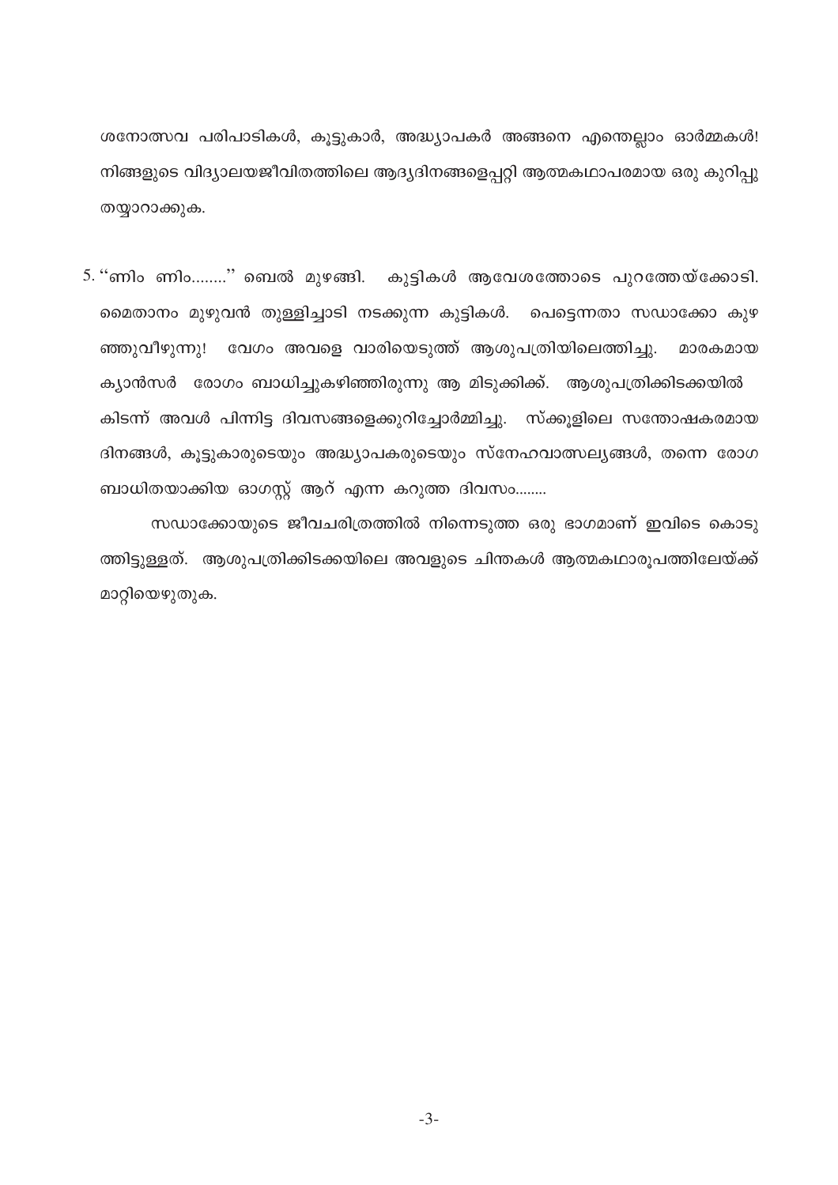ശനോത്സവ പരിപാടികൾ, കൂട്ടുകാർ, അദ്ധ്യാപകർ അങ്ങനെ എന്തെല്ലാം ഓർമ്മകൾ! നിങ്ങളുടെ വിദ്യാലയജീവിതത്തിലെ ആദ്യദിനങ്ങളെപ്പറ്റി ആത്മകഥാപരമായ ഒരു കുറിപ്പു തയ്യാറാക്കുക.

5. ''ണിം ണിം........'' ബെൽ മുഴങ്ങി. കുട്ടികൾ ആവേശത്തോടെ പുറത്തേയ്ക്കോടി. മൈതാനം മുഴുവൻ തുള്ളിച്ചാടി നടക്കുന്ന കുട്ടികൾ. പെട്ടെന്നതാ സഡാക്കോ കുഴഞ്ഞുവീഴുന്നു! വേഗം അവളെ വാരിയെടുത്ത് ആശുപത്രിയിലെത്തിച്ചു. മാരകമായ ക്യാൻസർ രോഗം ബാധിച്ചുകഴിഞ്ഞിരുന്നു ആ മിടുക്കിക്ക്. ആശുപത്രിക്കിടക്കയിൽ കിടന്ന് അവൾ പിന്നിട്ട ദിവസങ്ങളെക്കുറിച്ചോർമ്മിച്ചു. സ്ക്കൂളിലെ സന്തോഷകരമായ ദിനങ്ങൾ, കൂട്ടുകാരുടെയും അദ്ധ്യാപകരുടെയും സ്നേഹവാത്സല്യങ്ങൾ, തന്നെ രോഗബാധിതയാക്കിയ ഓഗസ്റ്റ് ആറ് എന്ന കറുത്ത ദിവസം........

സഡാക്കോയുടെ ജീവചരിത്രത്തിൽ നിന്നെടുത്ത ഒരു ഭാഗമാണ് ഇവിടെ കൊടുത്തിട്ടുള്ളത്. ആശുപത്രിക്കിടക്കയിലെ അവളുടെ ചിന്തകൾ ആത്മകഥാരൂപത്തിലേയ്ക്ക് മാറ്റിയെഴുതുക.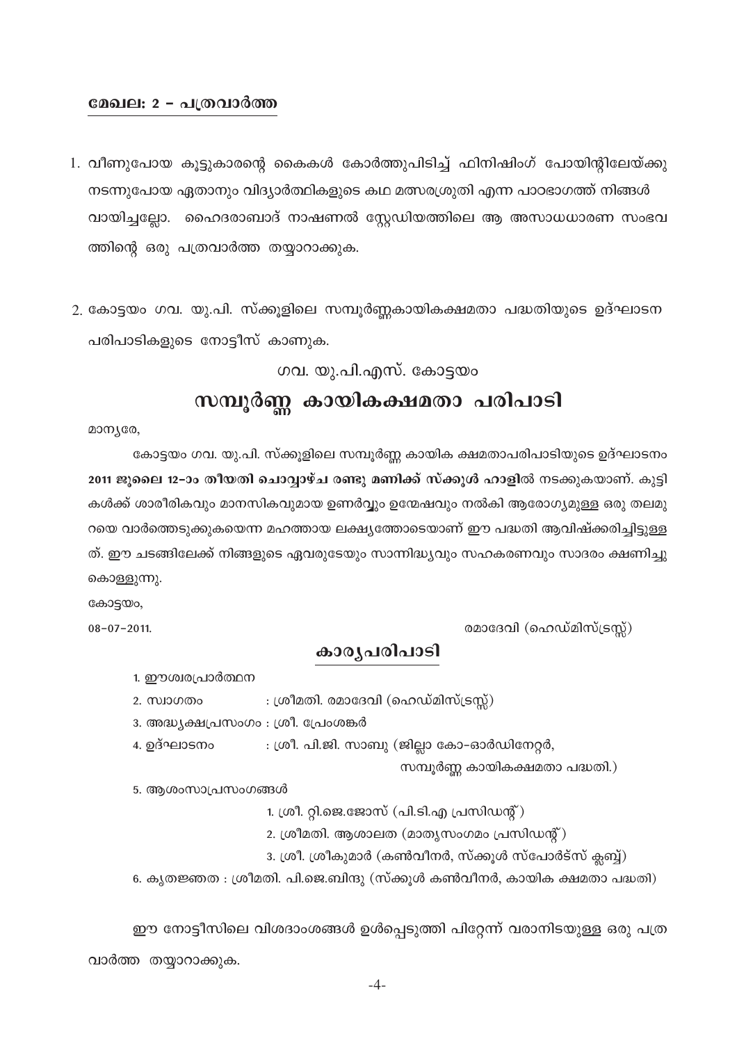## മേഖല: 2 – പത്രവാർത്ത

1. വീണുപോയ കൂട്ടുകാരന്റെ കൈകൾ കോർത്തുപിടിച്ച് ഫിനിഷിംഗ് പോയിന്റിലേയ്ക്കു നടന്നുപോയ ഏതാനും വിദ്യാർത്ഥികളുടെ കഥ മത്സരശ്രുതി എന്ന പാഠഭാഗത്ത് നിങ്ങൾ വായിച്ചല്ലോ. ഹൈദരാബാദ് നാഷണൽ സ്റ്റേഡിയത്തിലെ ആ അസാധധാരണ സംഭവത്തിന്റെ ഒരു പത്രവാർത്ത തയ്യാറാക്കുക.

2. കോട്ടയം ഗവ. യു.പി. സ്ക്കൂളിലെ സമ്പൂർണ്ണകായികക്ഷമതാ പദ്ധതിയുടെ ഉദ്ഘാടന പരിപാടികളുടെ നോട്ടീസ് കാണുക.

ഗവ. യു.പി.എസ്. കോട്ടയം

# സമ്പൂർണ്ണ കായികക്ഷമതാ പരിപാടി

മാന്യരേ,

കോട്ടയം ഗവ. യു.പി. സ്ക്കൂളിലെ സമ്പൂർണ്ണ കായിക ക്ഷമതാപരിപാടിയുടെ ഉദ്ഘാടനം **2011 ജൂലൈ 12–ാം തീയതി ചൊവ്വാഴ്ച രണ്ടു മണിക്ക് സ്ക്കൂൾ ഹാളിൽ** നടക്കുകയാണ്. കുട്ടികൾക്ക് ശാരീരികവും മാനസികവുമായ ഉണർവ്വും ഉന്മേഷവും നൽകി ആരോഗ്യമുള്ള ഒരു തലമുറയെ വാർത്തെടുക്കുകയെന്ന മഹത്തായ ലക്ഷ്യത്തോടെയാണ് ഈ പദ്ധതി ആവിഷ്ക്കരിച്ചിട്ടുള്ളത്. ഈ ചടങ്ങിലേക്ക് നിങ്ങളുടെ ഏവരുടേയും സാന്നിദ്ധ്യവും സഹകരണവും സാദരം ക്ഷണിച്ചു കൊള്ളുന്നു.

കോട്ടയം,

08–07–2011.

രമാദേവി (ഹെഡ്മിസ്ട്രസ്സ്)

## കാര്യപരിപാടി

1. ഈശ്വരപ്രാർത്ഥന
2. സ്വാഗതം : ശ്രീമതി. രമാദേവി (ഹെഡ്മിസ്ട്രസ്സ്)
3. അദ്ധ്യക്ഷപ്രസംഗം : ശ്രീ. പ്രേംശങ്കർ
4. ഉദ്ഘാടനം : ശ്രീ. പി.ജി. സാബു (ജില്ലാ കോ-ഓർഡിനേറ്റർ, സമ്പൂർണ്ണ കായികക്ഷമതാ പദ്ധതി.)
5. ആശംസാപ്രസംഗങ്ങൾ
   1. ശ്രീ. റ്റി.ജെ.ജോസ് (പി.ടി.എ പ്രസിഡന്റ്)
   2. ശ്രീമതി. ആശാലത (മാതൃസംഗമം പ്രസിഡന്റ്)
   3. ശ്രീ. ശ്രീകുമാർ (കൺവീനർ, സ്ക്കൂൾ സ്പോർട്സ് ക്ലബ്ബ്)
6. കൃതജ്ഞത : ശ്രീമതി. പി.ജെ.ബിന്ദു (സ്ക്കൂൾ കൺവീനർ, കായിക ക്ഷമതാ പദ്ധതി)

ഈ നോട്ടീസിലെ വിശദാംശങ്ങൾ ഉൾപ്പെടുത്തി പിറ്റേന്ന് വരാനിടയുള്ള ഒരു പത്രവാർത്ത തയ്യാറാക്കുക.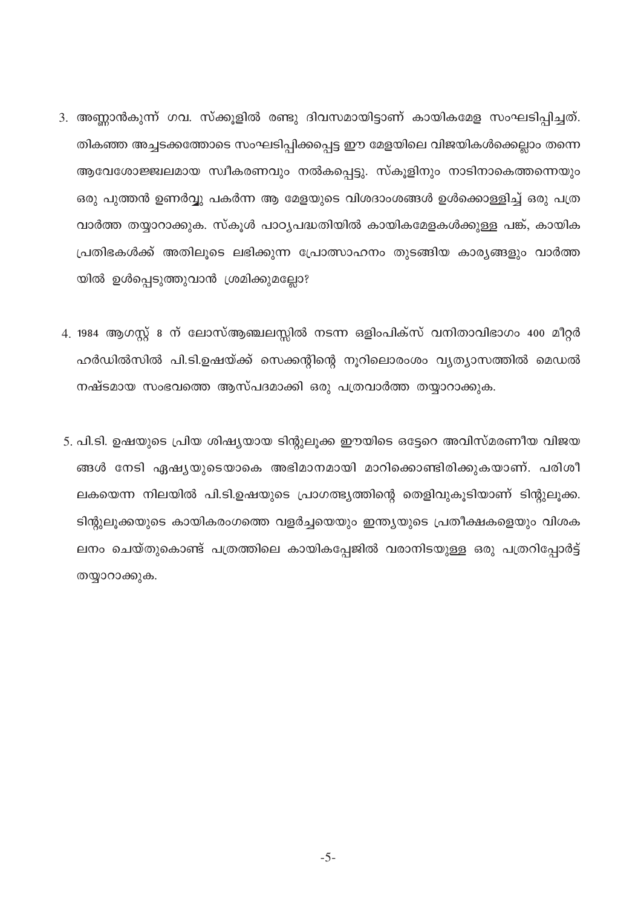3. അണ്ണാൻകുന്ന് ഗവ. സ്ക്കൂളിൽ രണ്ടു ദിവസമായിട്ടാണ് കായികമേള സംഘടിപ്പിച്ചത്. തികഞ്ഞ അച്ചടക്കത്തോടെ സംഘടിപ്പിക്കപ്പെട്ട ഈ മേളയിലെ വിജയികൾക്കെല്ലാം തന്നെ ആവേശോജ്ജ്വലമായ സ്വീകരണവും നൽകപ്പെട്ടു. സ്കൂളിനും നാടിനാകെത്തന്നെയും ഒരു പുത്തൻ ഉണർവ്വു പകർന്ന ആ മേളയുടെ വിശദാംശങ്ങൾ ഉൾക്കൊള്ളിച്ച് ഒരു പത്ര വാർത്ത തയ്യാറാക്കുക. സ്കൂൾ പാഠ്യപദ്ധതിയിൽ കായികമേളകൾക്കുള്ള പങ്ക്, കായിക പ്രതിഭകൾക്ക് അതിലൂടെ ലഭിക്കുന്ന പ്രോത്സാഹനം തുടങ്ങിയ കാര്യങ്ങളും വാർത്തയിൽ ഉൾപ്പെടുത്തുവാൻ ശ്രമിക്കുമല്ലോ?

4. 1984 ആഗസ്റ്റ് 8 ന് ലോസ്ആഞ്ചലസ്സിൽ നടന്ന ഒളിംപിക്സ് വനിതാവിഭാഗം 400 മീറ്റർ ഹർഡിൽസിൽ പി.ടി.ഉഷയ്ക്ക് സെക്കന്റിന്റെ നൂറിലൊരംശം വ്യത്യാസത്തിൽ മെഡൽ നഷ്ടമായ സംഭവത്തെ ആസ്പദമാക്കി ഒരു പത്രവാർത്ത തയ്യാറാക്കുക.

5. പി.ടി. ഉഷയുടെ പ്രിയ ശിഷ്യയായ ടിന്റുലൂക്ക ഈയിടെ ഒട്ടേറെ അവിസ്മരണീയ വിജയങ്ങൾ നേടി ഏഷ്യയുടെയാകെ അഭിമാനമായി മാറിക്കൊണ്ടിരിക്കുകയാണ്. പരിശീലകയെന്ന നിലയിൽ പി.ടി.ഉഷയുടെ പ്രാഗത്ഭ്യത്തിന്റെ തെളിവുകൂടിയാണ് ടിന്റുലൂക്ക. ടിന്റുലൂക്കയുടെ കായികരംഗത്തെ വളർച്ചയെയും ഇന്ത്യയുടെ പ്രതീക്ഷകളെയും വിശകലനം ചെയ്തുകൊണ്ട് പത്രത്തിലെ കായികപ്പേജിൽ വരാനിടയുള്ള ഒരു പത്രറിപ്പോർട്ട് തയ്യാറാക്കുക.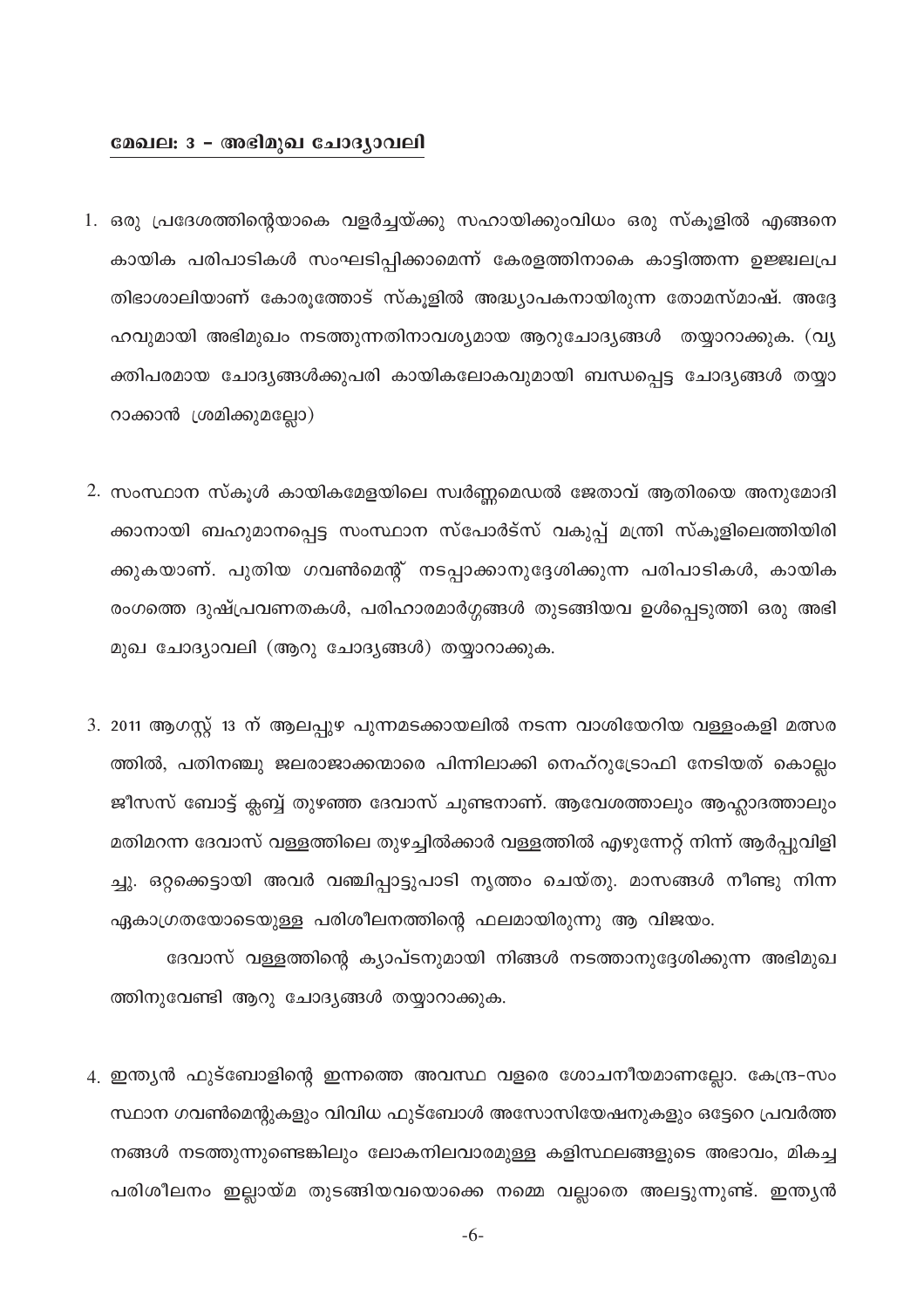## മേഖല: 3 – അഭിമുഖ ചോദ്യാവലി

1. ഒരു പ്രദേശത്തിന്റെയാകെ വളർച്ചയ്ക്കു സഹായിക്കുംവിധം ഒരു സ്കൂളിൽ എങ്ങനെ കായിക പരിപാടികൾ സംഘടിപ്പിക്കാമെന്ന് കേരളത്തിനാകെ കാട്ടിത്തന്ന ഉജ്ജ്വലപ്രതിഭാശാലിയാണ് കോരൂത്തോട് സ്കൂളിൽ അദ്ധ്യാപകനായിരുന്ന തോമസ്മാഷ്. അദ്ദേഹവുമായി അഭിമുഖം നടത്തുന്നതിനാവശ്യമായ ആറുചോദ്യങ്ങൾ തയ്യാറാക്കുക. (വ്യക്തിപരമായ ചോദ്യങ്ങൾക്കുപരി കായികലോകവുമായി ബന്ധപ്പെട്ട ചോദ്യങ്ങൾ തയ്യാറാക്കാൻ ശ്രമിക്കുമല്ലോ)

2. സംസ്ഥാന സ്കൂൾ കായികമേളയിലെ സ്വർണ്ണമെഡൽ ജേതാവ് ആതിരയെ അനുമോദിക്കാനായി ബഹുമാനപ്പെട്ട സംസ്ഥാന സ്പോർട്സ് വകുപ്പ് മന്ത്രി സ്കൂളിലെത്തിയിരിക്കുകയാണ്. പുതിയ ഗവൺമെന്റ് നടപ്പാക്കാനുദ്ദേശിക്കുന്ന പരിപാടികൾ, കായിക രംഗത്തെ ദുഷ്പ്രവണതകൾ, പരിഹാരമാർഗ്ഗങ്ങൾ തുടങ്ങിയവ ഉൾപ്പെടുത്തി ഒരു അഭിമുഖ ചോദ്യാവലി (ആറു ചോദ്യങ്ങൾ) തയ്യാറാക്കുക.

3. 2011 ആഗസ്റ്റ് 13 ന് ആലപ്പുഴ പുന്നമടക്കായലിൽ നടന്ന വാശിയേറിയ വള്ളംകളി മത്സരത്തിൽ, പതിനഞ്ചു ജലരാജാക്കന്മാരെ പിന്നിലാക്കി നെഹ്റുട്രോഫി നേടിയത് കൊല്ലം ജീസസ് ബോട്ട് ക്ലബ്ബ് തുഴഞ്ഞ ദേവാസ് ചുണ്ടനാണ്. ആവേശത്താലും ആഹ്ലാദത്താലും മതിമറന്ന ദേവാസ് വള്ളത്തിലെ തുഴച്ചിൽക്കാർ വള്ളത്തിൽ എഴുന്നേറ്റ് നിന്ന് ആർപ്പുവിളിച്ചു. ഒറ്റക്കെട്ടായി അവർ വഞ്ചിപ്പാട്ടുപാടി നൃത്തം ചെയ്തു. മാസങ്ങൾ നീണ്ടു നിന്ന ഏകാഗ്രതയോടെയുള്ള പരിശീലനത്തിന്റെ ഫലമായിരുന്നു ആ വിജയം.

   ദേവാസ് വള്ളത്തിന്റെ ക്യാപ്ടനുമായി നിങ്ങൾ നടത്താനുദ്ദേശിക്കുന്ന അഭിമുഖത്തിനുവേണ്ടി ആറു ചോദ്യങ്ങൾ തയ്യാറാക്കുക.

4. ഇന്ത്യൻ ഫുട്ബോളിന്റെ ഇന്നത്തെ അവസ്ഥ വളരെ ശോചനീയമാണല്ലോ. കേന്ദ്ര–സംസ്ഥാന ഗവൺമെന്റുകളും വിവിധ ഫുട്ബോൾ അസോസിയേഷനുകളും ഒട്ടേറെ പ്രവർത്തനങ്ങൾ നടത്തുന്നുണ്ടെങ്കിലും ലോകനിലവാരമുള്ള കളിസ്ഥലങ്ങളുടെ അഭാവം, മികച്ച പരിശീലനം ഇല്ലായ്മ തുടങ്ങിയവയൊക്കെ നമ്മെ വല്ലാതെ അലട്ടുന്നുണ്ട്. ഇന്ത്യൻ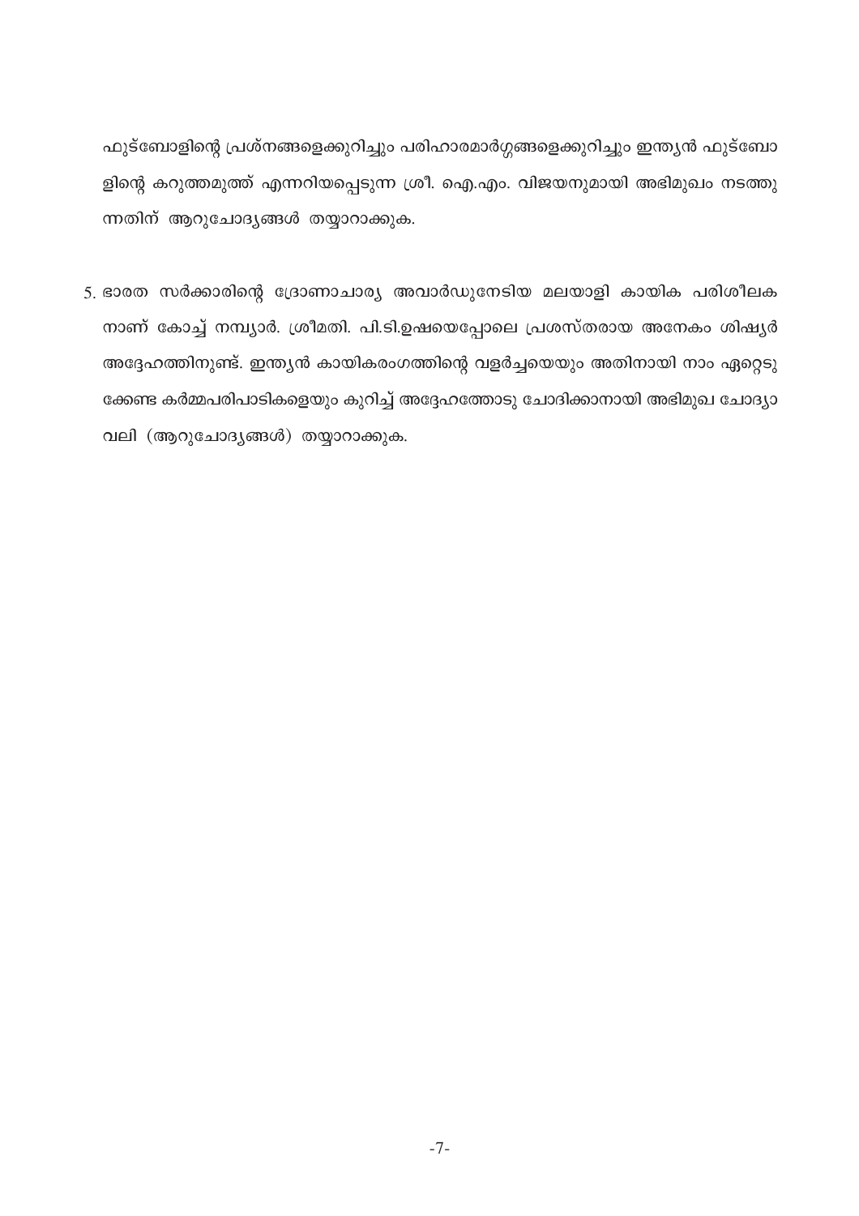ഫുട്ബോളിന്റെ പ്രശ്നങ്ങളെക്കുറിച്ചും പരിഹാരമാർഗ്ഗങ്ങളെക്കുറിച്ചും ഇന്ത്യൻ ഫുട്ബോളിന്റെ കറുത്തമുത്ത് എന്നറിയപ്പെടുന്ന ശ്രീ. ഐ.എം. വിജയനുമായി അഭിമുഖം നടത്തുന്നതിന് ആറുചോദ്യങ്ങൾ തയ്യാറാക്കുക.

5. ഭാരത സർക്കാരിന്റെ ദ്രോണാചാര്യ അവാർഡുനേടിയ മലയാളി കായിക പരിശീലകനാണ് കോച്ച് നമ്പ്യാർ. ശ്രീമതി. പി.ടി.ഉഷയെപ്പോലെ പ്രശസ്തരായ അനേകം ശിഷ്യർ അദ്ദേഹത്തിനുണ്ട്. ഇന്ത്യൻ കായികരംഗത്തിന്റെ വളർച്ചയെയും അതിനായി നാം ഏറ്റെടുക്കേണ്ട കർമ്മപരിപാടികളെയും കുറിച്ച് അദ്ദേഹത്തോടു ചോദിക്കാനായി അഭിമുഖ ചോദ്യാവലി (ആറുചോദ്യങ്ങൾ) തയ്യാറാക്കുക.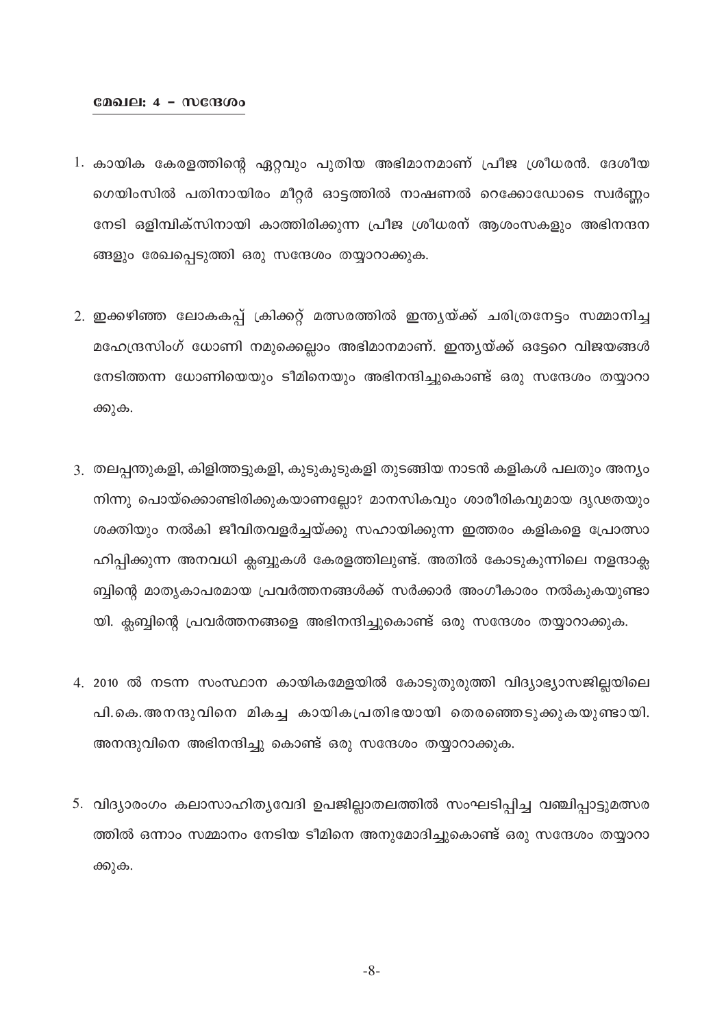**മേഖല: 4 – സന്ദേശം**

1. കായിക കേരളത്തിന്റെ ഏറ്റവും പുതിയ അഭിമാനമാണ് പ്രീജ ശ്രീധരൻ. ദേശീയ ഗെയിംസിൽ പതിനായിരം മീറ്റർ ഓട്ടത്തിൽ നാഷണൽ റെക്കോഡോടെ സ്വർണ്ണം നേടി ഒളിമ്പിക്സിനായി കാത്തിരിക്കുന്ന പ്രീജ ശ്രീധരന് ആശംസകളും അഭിനന്ദനങ്ങളും രേഖപ്പെടുത്തി ഒരു സന്ദേശം തയ്യാറാക്കുക.

2. ഇക്കഴിഞ്ഞ ലോകകപ്പ് ക്രിക്കറ്റ് മത്സരത്തിൽ ഇന്ത്യയ്ക്ക് ചരിത്രനേട്ടം സമ്മാനിച്ച മഹേന്ദ്രസിംഗ് ധോണി നമുക്കെല്ലാം അഭിമാനമാണ്. ഇന്ത്യയ്ക്ക് ഒട്ടേറെ വിജയങ്ങൾ നേടിത്തന്ന ധോണിയെയും ടീമിനെയും അഭിനന്ദിച്ചുകൊണ്ട് ഒരു സന്ദേശം തയ്യാറാക്കുക.

3. തലപ്പന്തുകളി, കിളിത്തട്ടുകളി, കുടുകുടുകളി തുടങ്ങിയ നാടൻ കളികൾ പലതും അന്യം നിന്നു പൊയ്ക്കൊണ്ടിരിക്കുകയാണല്ലോ? മാനസികവും ശാരീരികവുമായ ദൃഢതയും ശക്തിയും നൽകി ജീവിതവളർച്ചയ്ക്കു സഹായിക്കുന്ന ഇത്തരം കളികളെ പ്രോത്സാഹിപ്പിക്കുന്ന അനവധി ക്ലബ്ബുകൾ കേരളത്തിലുണ്ട്. അതിൽ കോടുകുന്നിലെ നളന്ദാക്ലബ്ബിന്റെ മാതൃകാപരമായ പ്രവർത്തനങ്ങൾക്ക് സർക്കാർ അംഗീകാരം നൽകുകയുണ്ടായി. ക്ലബ്ബിന്റെ പ്രവർത്തനങ്ങളെ അഭിനന്ദിച്ചുകൊണ്ട് ഒരു സന്ദേശം തയ്യാറാക്കുക.

4. 2010 ൽ നടന്ന സംസ്ഥാന കായികമേളയിൽ കോടുതുരുത്തി വിദ്യാഭ്യാസജില്ലയിലെ പി.കെ.അനന്ദുവിനെ മികച്ച കായികപ്രതിഭയായി തെരഞ്ഞെടുക്കുകയുണ്ടായി. അനന്ദുവിനെ അഭിനന്ദിച്ചു കൊണ്ട് ഒരു സന്ദേശം തയ്യാറാക്കുക.

5. വിദ്യാരംഗം കലാസാഹിത്യവേദി ഉപജില്ലാതലത്തിൽ സംഘടിപ്പിച്ച വഞ്ചിപ്പാട്ടുമത്സരത്തിൽ ഒന്നാം സമ്മാനം നേടിയ ടീമിനെ അനുമോദിച്ചുകൊണ്ട് ഒരു സന്ദേശം തയ്യാറാക്കുക.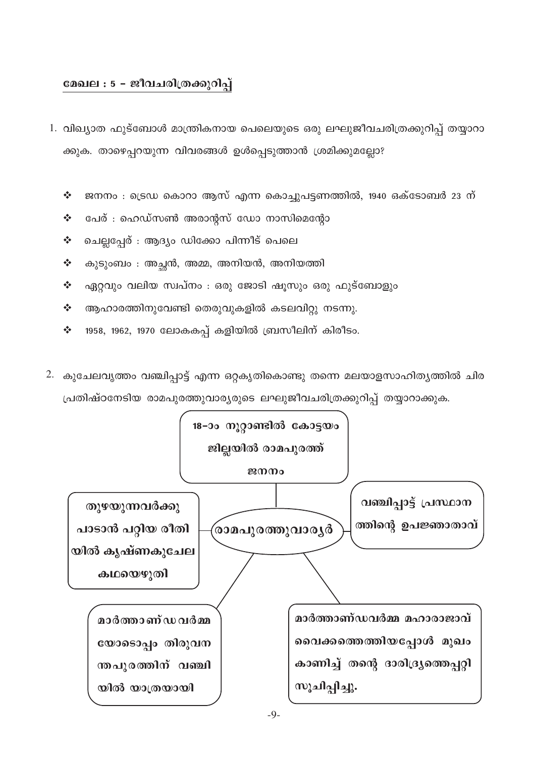## മേഖല : 5 – ജീവചരിത്രക്കുറിപ്പ്

1. വിഖ്യാത ഫുട്ബോൾ മാന്ത്രികനായ പെലെയുടെ ഒരു ലഘുജീവചരിത്രക്കുറിപ്പ് തയ്യാറാക്കുക. താഴെപ്പറയുന്ന വിവരങ്ങൾ ഉൾപ്പെടുത്താൻ ശ്രമിക്കുമല്ലോ?

   - ജനനം : ട്രെഡ കൊറാ ആസ് എന്ന കൊച്ചുപട്ടണത്തിൽ, 1940 ഒക്ടോബർ 23 ന്
   - പേര് : ഹെഡ്സൺ അരാന്റസ് ഡോ നാസിമെന്റോ
   - ചെല്ലപ്പേര് : ആദ്യം ഡിക്കോ പിന്നീട് പെലെ
   - കുടുംബം : അച്ഛൻ, അമ്മ, അനിയൻ, അനിയത്തി
   - ഏറ്റവും വലിയ സ്വപ്നം : ഒരു ജോടി ഷൂസും ഒരു ഫുട്ബോളും
   - ആഹാരത്തിനുവേണ്ടി തെരുവുകളിൽ കടലവിറ്റു നടന്നു.
   - 1958, 1962, 1970 ലോകകപ്പ് കളിയിൽ ബ്രസീലിന് കിരീടം.

2. കുചേലവൃത്തം വഞ്ചിപ്പാട്ട് എന്ന ഒറ്റകൃതികൊണ്ടു തന്നെ മലയാളസാഹിത്യത്തിൽ ചിര പ്രതിഷ്ഠനേടിയ രാമപുരത്തുവാര്യരുടെ ലഘുജീവചരിത്രക്കുറിപ്പ് തയ്യാറാക്കുക.

**രാമപുരത്തുവാര്യർ**

- **18–ാം നൂറ്റാണ്ടിൽ കോട്ടയം ജില്ലയിൽ രാമപുരത്ത് ജനനം**
- **വഞ്ചിപ്പാട്ട് പ്രസ്ഥാനത്തിന്റെ ഉപജ്ഞാതാവ്**
- **തുഴയുന്നവർക്കു പാടാൻ പറ്റിയ രീതിയിൽ കൃഷ്ണകുചേല കഥയെഴുതി**
- **മാർത്താണ്ഡവർമ്മയോടൊപ്പം തിരുവനന്തപുരത്തിന് വഞ്ചിയിൽ യാത്രയായി**
- **മാർത്താണ്ഡവർമ്മ മഹാരാജാവ് വൈക്കത്തെത്തിയപ്പോൾ മുഖം കാണിച്ച് തന്റെ ദാരിദ്ര്യത്തെപ്പറ്റി സൂചിപ്പിച്ചു.**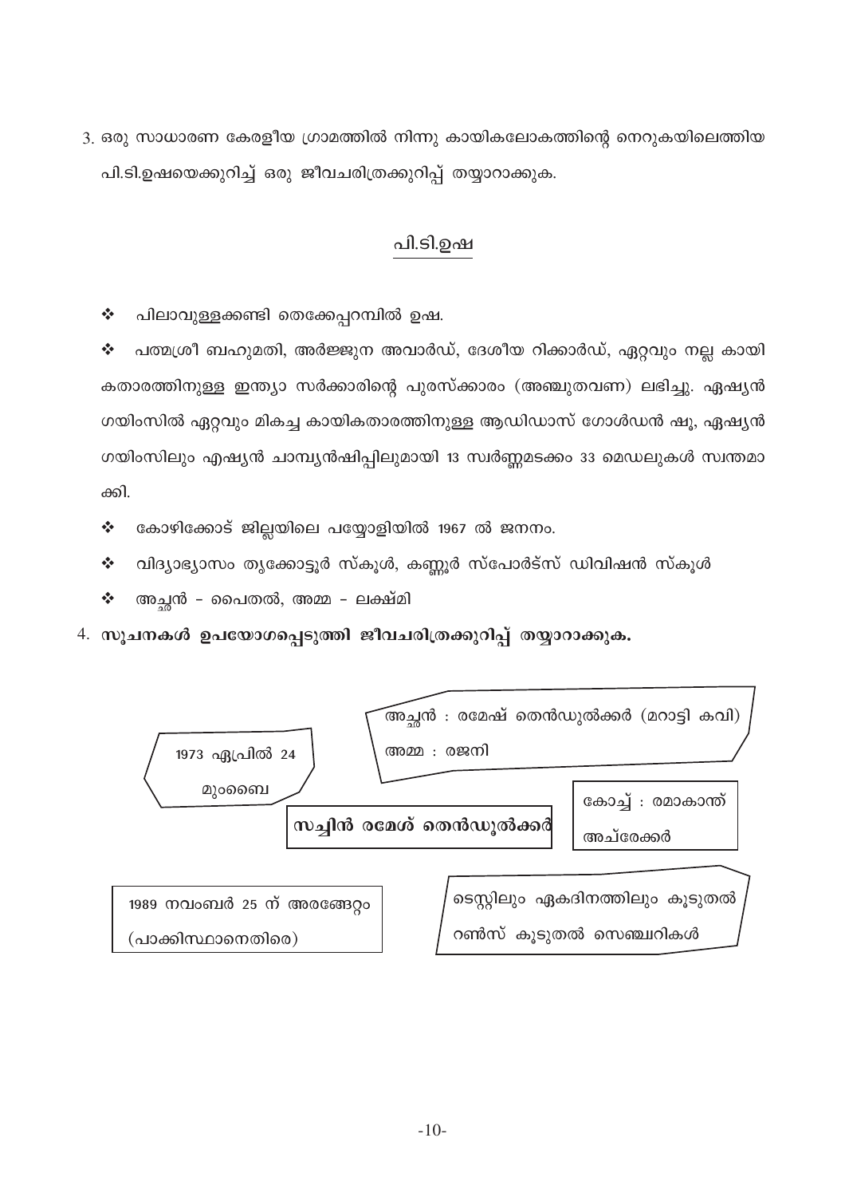3. ഒരു സാധാരണ കേരളീയ ഗ്രാമത്തിൽ നിന്നു കായികലോകത്തിന്റെ നെറുകയിലെത്തിയ പി.ടി.ഉഷയെക്കുറിച്ച് ഒരു ജീവചരിത്രക്കുറിപ്പ് തയ്യാറാക്കുക.

## പി.ടി.ഉഷ

- പിലാവുള്ളക്കണ്ടി തെക്കേപ്പറമ്പിൽ ഉഷ.
- പത്മശ്രീ ബഹുമതി, അർജ്ജുന അവാർഡ്, ദേശീയ റിക്കാർഡ്, ഏറ്റവും നല്ല കായികതാരത്തിനുള്ള ഇന്ത്യാ സർക്കാരിന്റെ പുരസ്ക്കാരം (അഞ്ചുതവണ) ലഭിച്ചു. ഏഷ്യൻ ഗയിംസിൽ ഏറ്റവും മികച്ച കായികതാരത്തിനുള്ള ആഡിഡാസ് ഗോൾഡൻ ഷൂ, ഏഷ്യൻ ഗയിംസിലും എഷ്യൻ ചാമ്പ്യൻഷിപ്പിലുമായി 13 സ്വർണ്ണമടക്കം 33 മെഡലുകൾ സ്വന്തമാക്കി.
- കോഴിക്കോട് ജില്ലയിലെ പയ്യോളിയിൽ 1967 ൽ ജനനം.
- വിദ്യാഭ്യാസം തൃക്കോട്ടൂർ സ്കൂൾ, കണ്ണൂർ സ്പോർട്സ് ഡിവിഷൻ സ്കൂൾ
- അച്ഛൻ - പൈതൽ, അമ്മ - ലക്ഷ്മി

4. **സൂചനകൾ ഉപയോഗപ്പെടുത്തി ജീവചരിത്രക്കുറിപ്പ് തയ്യാറാക്കുക.**

**സച്ചിൻ രമേശ് തെൻഡൂൽക്കർ**

- 1973 ഏപ്രിൽ 24 മുംബൈ
- അച്ഛൻ : രമേഷ് തെൻഡുൽക്കർ (മറാട്ടി കവി)
  അമ്മ : രജനി
- കോച്ച് : രമാകാന്ത് അച്‌രേക്കർ
- 1989 നവംബർ 25 ന് അരങ്ങേറ്റം (പാക്കിസ്ഥാനെതിരെ)
- ടെസ്റ്റിലും ഏകദിനത്തിലും കൂടുതൽ റൺസ് കൂടുതൽ സെഞ്ചറികൾ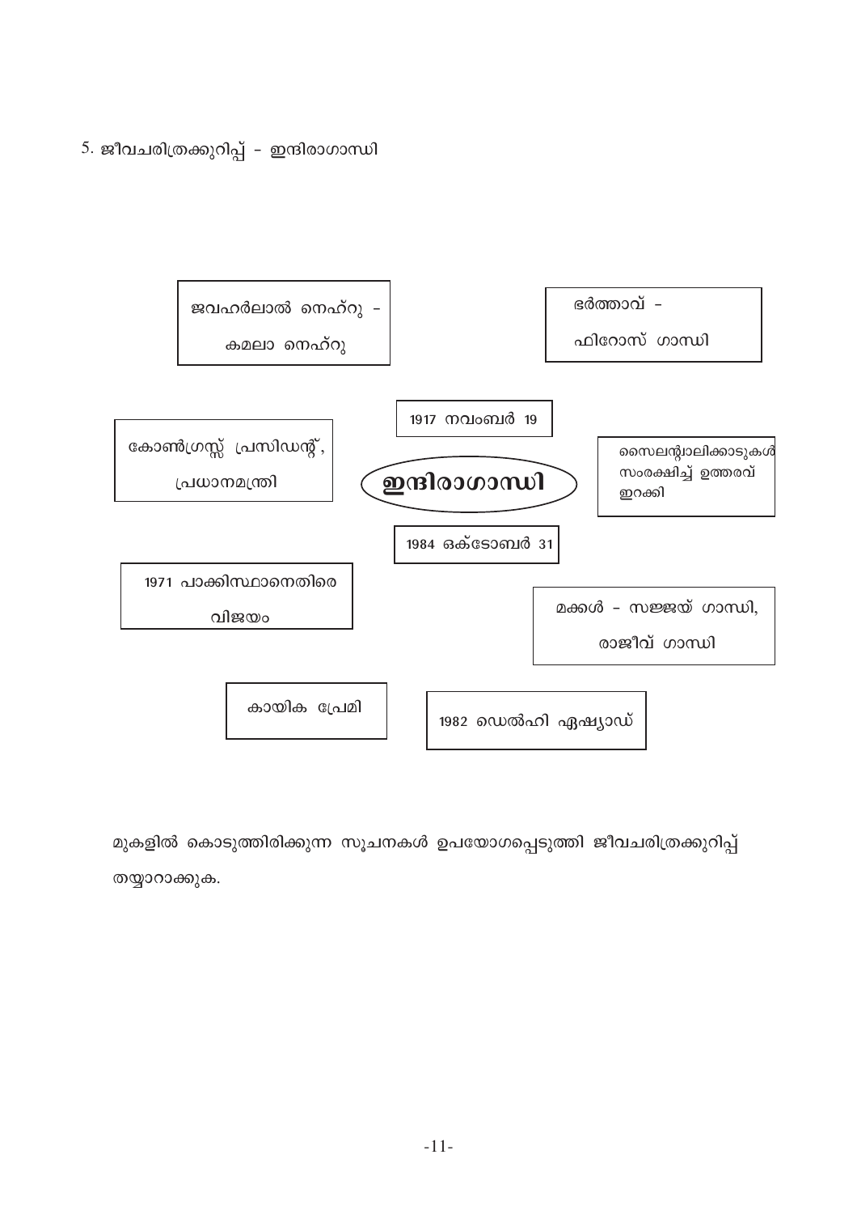5. ജീവചരിത്രക്കുറിപ്പ് - ഇന്ദിരാഗാന്ധി

ജവഹർലാൽ നെഹ്റു -
കമലാ നെഹ്റു

ഭർത്താവ് -
ഫിറോസ് ഗാന്ധി

1917 നവംബർ 19

കോൺഗ്രസ്സ് പ്രസിഡന്റ്,
പ്രധാനമന്ത്രി

**ഇന്ദിരാഗാന്ധി**

സൈലന്റ്വാലിക്കാടുകൾ സംരക്ഷിച്ച് ഉത്തരവ് ഇറക്കി

1984 ഒക്ടോബർ 31

1971 പാക്കിസ്ഥാനെതിരെ
വിജയം

മക്കൾ - സഞ്ജയ് ഗാന്ധി,
രാജീവ് ഗാന്ധി

കായിക പ്രേമി

1982 ഡെൽഹി ഏഷ്യാഡ്

മുകളിൽ കൊടുത്തിരിക്കുന്ന സൂചനകൾ ഉപയോഗപ്പെടുത്തി ജീവചരിത്രക്കുറിപ്പ് തയ്യാറാക്കുക.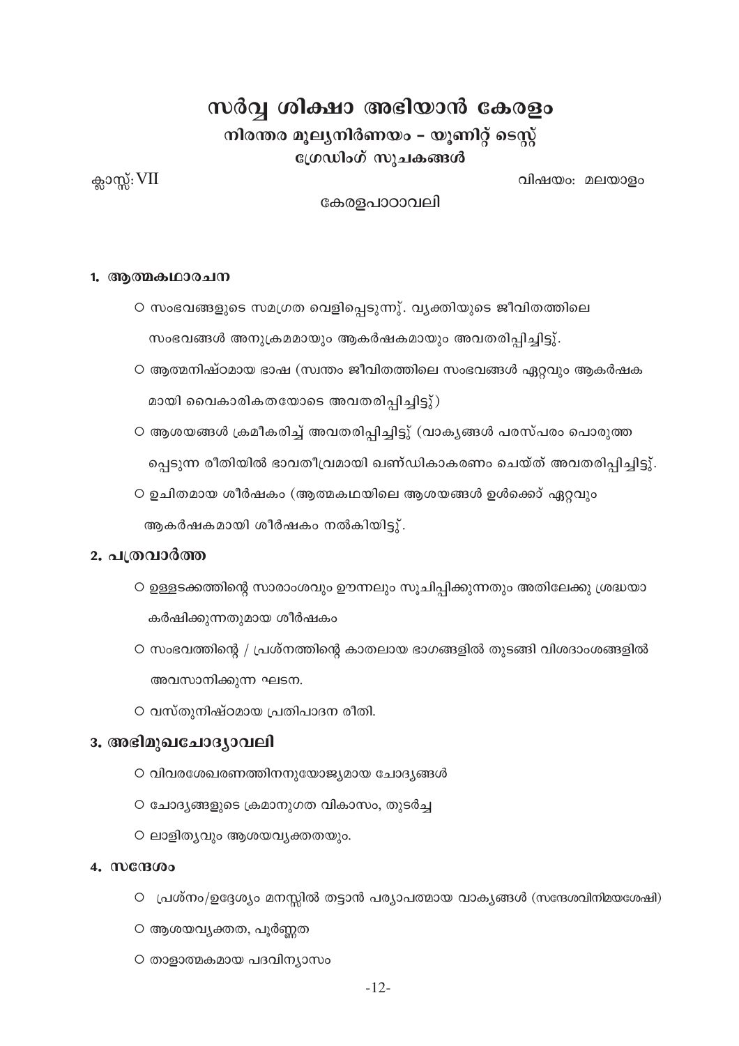# സർവ്വ ശിക്ഷാ അഭിയാൻ കേരളം

## നിരന്തര മൂല്യനിർണയം - യൂണിറ്റ് ടെസ്റ്റ്

### ഗ്രേഡിംഗ് സൂചകങ്ങൾ

ക്ലാസ്സ്: VII

വിഷയം: മലയാളം

കേരളപാഠാവലി

**1. ആത്മകഥാരചന**

- ○ സംഭവങ്ങളുടെ സമഗ്രത വെളിപ്പെടുന്നു്. വ്യക്തിയുടെ ജീവിതത്തിലെ സംഭവങ്ങൾ അനുക്രമമായും ആകർഷകമായും അവതരിപ്പിച്ചിട്ടു്.
- ○ ആത്മനിഷ്ഠമായ ഭാഷ (സ്വന്തം ജീവിതത്തിലെ സംഭവങ്ങൾ ഏറ്റവും ആകർഷകമായി വൈകാരികതയോടെ അവതരിപ്പിച്ചിട്ടു്)
- ○ ആശയങ്ങൾ ക്രമീകരിച്ച് അവതരിപ്പിച്ചിട്ടു് (വാക്യങ്ങൾ പരസ്പരം പൊരുത്തപ്പെടുന്ന രീതിയിൽ ഭാവതീവ്രമായി ഖണ്ഡികാകരണം ചെയ്ത് അവതരിപ്പിച്ചിട്ടു്.
- ○ ഉചിതമായ ശീർഷകം (ആത്മകഥയിലെ ആശയങ്ങൾ ഉൾക്കൊ് ഏറ്റവും ആകർഷകമായി ശീർഷകം നൽകിയിട്ടു്.

## 2. പത്രവാർത്ത

- ○ ഉള്ളടക്കത്തിന്റെ സാരാംശവും ഊന്നലും സൂചിപ്പിക്കുന്നതും അതിലേക്കു ശ്രദ്ധയാകർഷിക്കുന്നതുമായ ശീർഷകം
- ○ സംഭവത്തിന്റെ / പ്രശ്നത്തിന്റെ കാതലായ ഭാഗങ്ങളിൽ തുടങ്ങി വിശദാംശങ്ങളിൽ അവസാനിക്കുന്ന ഘടന.
- ○ വസ്തുനിഷ്ഠമായ പ്രതിപാദന രീതി.

## 3. അഭിമുഖചോദ്യാവലി

- ○ വിവരശേഖരണത്തിനനുയോജ്യമായ ചോദ്യങ്ങൾ
- ○ ചോദ്യങ്ങളുടെ ക്രമാനുഗത വികാസം, തുടർച്ച
- ○ ലാളിത്യവും ആശയവ്യക്തതയും.

**4. സന്ദേശം**

- ○ പ്രശ്നം/ഉദ്ദേശ്യം മനസ്സിൽ തട്ടാൻ പര്യാപ്തമായ വാക്യങ്ങൾ (സന്ദേശവിനിമയശേഷി)
- ○ ആശയവ്യക്തത, പൂർണ്ണത
- ○ താളാത്മകമായ പദവിന്യാസം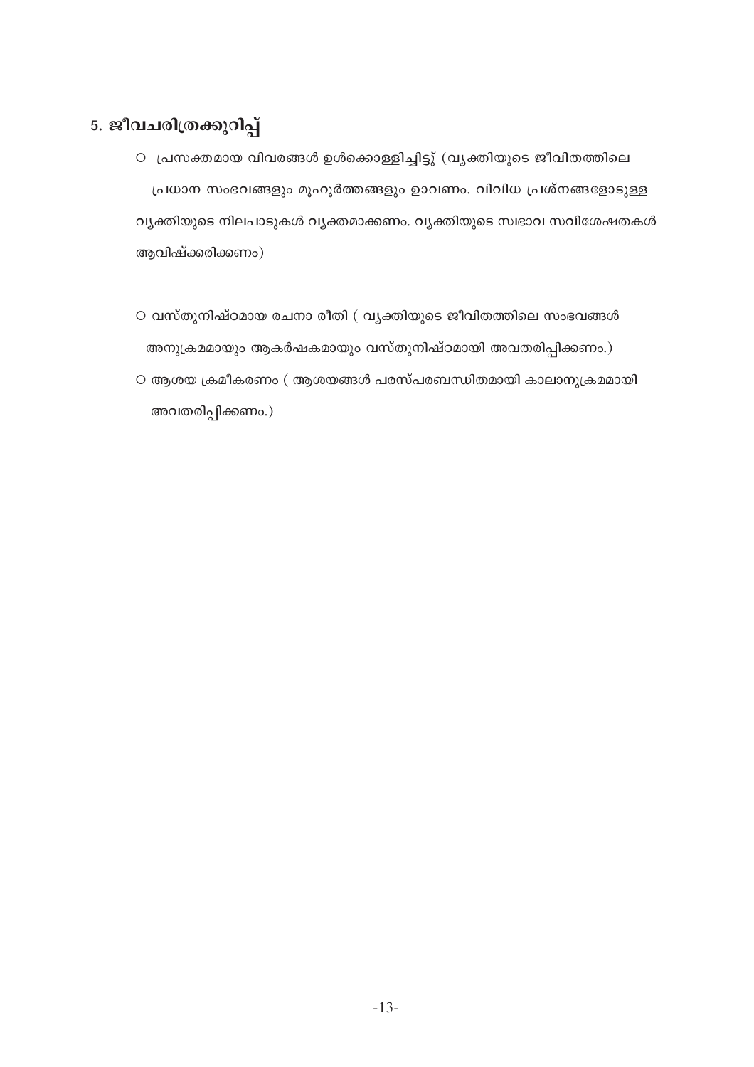## 5. ജീവചരിത്രക്കുറിപ്പ്

- പ്രസക്തമായ വിവരങ്ങൾ ഉൾക്കൊള്ളിച്ചിട്ട് (വ്യക്തിയുടെ ജീവിതത്തിലെ പ്രധാന സംഭവങ്ങളും മുഹൂർത്തങ്ങളും ഉാവണം. വിവിധ പ്രശ്നങ്ങളോടുള്ള വ്യക്തിയുടെ നിലപാടുകൾ വ്യക്തമാക്കണം. വ്യക്തിയുടെ സ്വഭാവ സവിശേഷതകൾ ആവിഷ്ക്കരിക്കണം)

- വസ്തുനിഷ്ഠമായ രചനാ രീതി ( വ്യക്തിയുടെ ജീവിതത്തിലെ സംഭവങ്ങൾ അനുക്രമമായും ആകർഷകമായും വസ്തുനിഷ്ഠമായി അവതരിപ്പിക്കണം.)
- ആശയ ക്രമീകരണം ( ആശയങ്ങൾ പരസ്പരബന്ധിതമായി കാലാനുക്രമമായി അവതരിപ്പിക്കണം.)